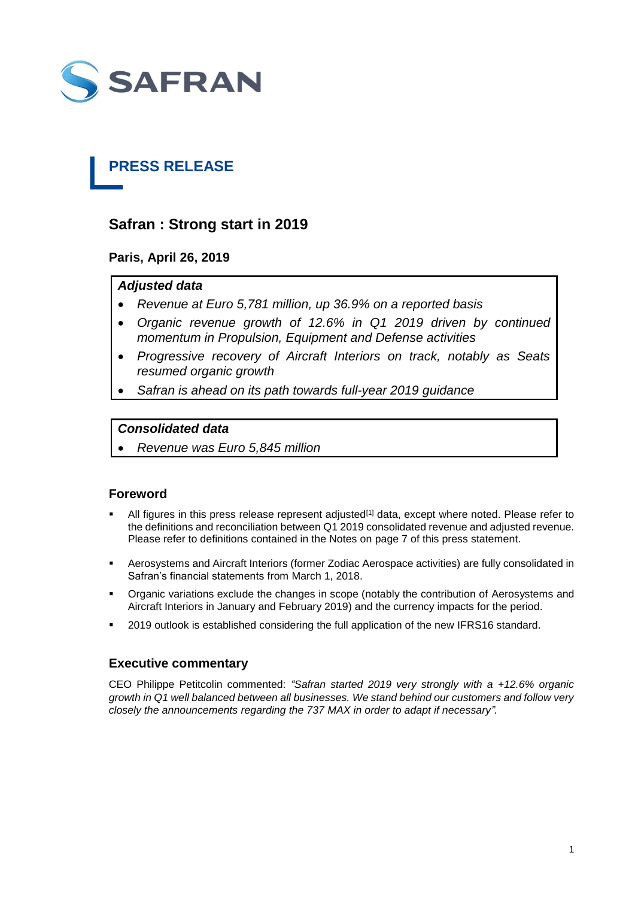SAFRAN

# PRESS RELEASE

## Safran : Strong start in 2019

**Paris, April 26, 2019**

***Adjusted data***

- *Revenue at Euro 5,781 million, up 36.9% on a reported basis*
- *Organic revenue growth of 12.6% in Q1 2019 driven by continued momentum in Propulsion, Equipment and Defense activities*
- *Progressive recovery of Aircraft Interiors on track, notably as Seats resumed organic growth*
- *Safran is ahead on its path towards full-year 2019 guidance*

***Consolidated data***

- *Revenue was Euro 5,845 million*

### Foreword

- All figures in this press release represent adjusted[1] data, except where noted. Please refer to the definitions and reconciliation between Q1 2019 consolidated revenue and adjusted revenue. Please refer to definitions contained in the Notes on page 7 of this press statement.
- Aerosystems and Aircraft Interiors (former Zodiac Aerospace activities) are fully consolidated in Safran's financial statements from March 1, 2018.
- Organic variations exclude the changes in scope (notably the contribution of Aerosystems and Aircraft Interiors in January and February 2019) and the currency impacts for the period.
- 2019 outlook is established considering the full application of the new IFRS16 standard.

### Executive commentary

CEO Philippe Petitcolin commented: *"Safran started 2019 very strongly with a +12.6% organic growth in Q1 well balanced between all businesses. We stand behind our customers and follow very closely the announcements regarding the 737 MAX in order to adapt if necessary".*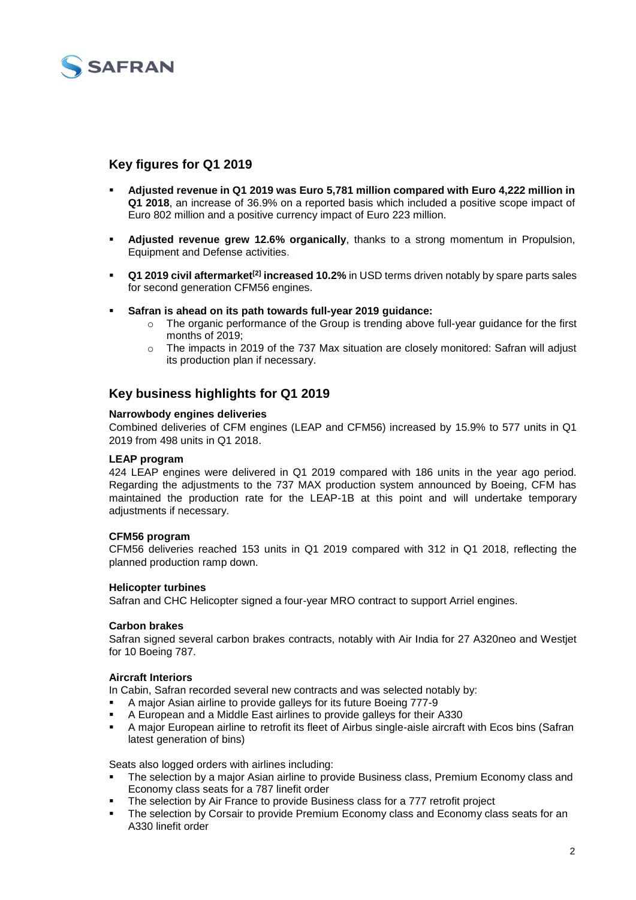## Key figures for Q1 2019

- **Adjusted revenue in Q1 2019 was Euro 5,781 million compared with Euro 4,222 million in Q1 2018**, an increase of 36.9% on a reported basis which included a positive scope impact of Euro 802 million and a positive currency impact of Euro 223 million.
- **Adjusted revenue grew 12.6% organically**, thanks to a strong momentum in Propulsion, Equipment and Defense activities.
- **Q1 2019 civil aftermarket[2] increased 10.2%** in USD terms driven notably by spare parts sales for second generation CFM56 engines.
- **Safran is ahead on its path towards full-year 2019 guidance:**
  - The organic performance of the Group is trending above full-year guidance for the first months of 2019;
  - The impacts in 2019 of the 737 Max situation are closely monitored: Safran will adjust its production plan if necessary.

## Key business highlights for Q1 2019

**Narrowbody engines deliveries**

Combined deliveries of CFM engines (LEAP and CFM56) increased by 15.9% to 577 units in Q1 2019 from 498 units in Q1 2018.

**LEAP program**

424 LEAP engines were delivered in Q1 2019 compared with 186 units in the year ago period. Regarding the adjustments to the 737 MAX production system announced by Boeing, CFM has maintained the production rate for the LEAP-1B at this point and will undertake temporary adjustments if necessary.

**CFM56 program**

CFM56 deliveries reached 153 units in Q1 2019 compared with 312 in Q1 2018, reflecting the planned production ramp down.

**Helicopter turbines**

Safran and CHC Helicopter signed a four-year MRO contract to support Arriel engines.

**Carbon brakes**

Safran signed several carbon brakes contracts, notably with Air India for 27 A320neo and Westjet for 10 Boeing 787.

**Aircraft Interiors**

In Cabin, Safran recorded several new contracts and was selected notably by:

- A major Asian airline to provide galleys for its future Boeing 777-9
- A European and a Middle East airlines to provide galleys for their A330
- A major European airline to retrofit its fleet of Airbus single-aisle aircraft with Ecos bins (Safran latest generation of bins)

Seats also logged orders with airlines including:

- The selection by a major Asian airline to provide Business class, Premium Economy class and Economy class seats for a 787 linefit order
- The selection by Air France to provide Business class for a 777 retrofit project
- The selection by Corsair to provide Premium Economy class and Economy class seats for an A330 linefit order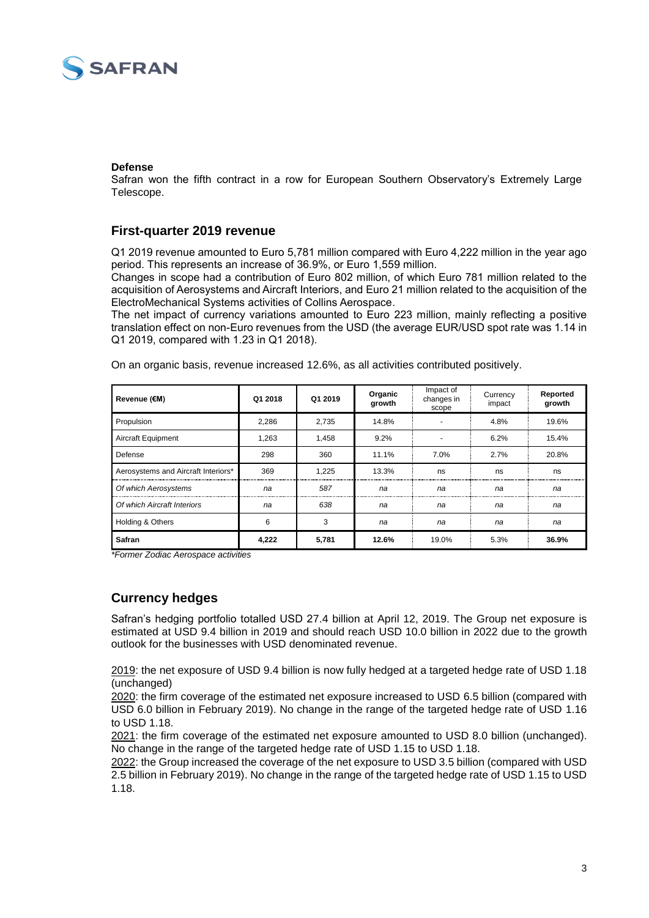**Defense**

Safran won the fifth contract in a row for European Southern Observatory's Extremely Large Telescope.

## First-quarter 2019 revenue

Q1 2019 revenue amounted to Euro 5,781 million compared with Euro 4,222 million in the year ago period. This represents an increase of 36.9%, or Euro 1,559 million.

Changes in scope had a contribution of Euro 802 million, of which Euro 781 million related to the acquisition of Aerosystems and Aircraft Interiors, and Euro 21 million related to the acquisition of the ElectroMechanical Systems activities of Collins Aerospace.

The net impact of currency variations amounted to Euro 223 million, mainly reflecting a positive translation effect on non-Euro revenues from the USD (the average EUR/USD spot rate was 1.14 in Q1 2019, compared with 1.23 in Q1 2018).

On an organic basis, revenue increased 12.6%, as all activities contributed positively.

| Revenue (€M) | Q1 2018 | Q1 2019 | Organic growth | Impact of changes in scope | Currency impact | Reported growth |
|---|---|---|---|---|---|---|
| Propulsion | 2,286 | 2,735 | 14.8% | - | 4.8% | 19.6% |
| Aircraft Equipment | 1,263 | 1,458 | 9.2% | - | 6.2% | 15.4% |
| Defense | 298 | 360 | 11.1% | 7.0% | 2.7% | 20.8% |
| Aerosystems and Aircraft Interiors* | 369 | 1,225 | 13.3% | ns | ns | ns |
| *Of which Aerosystems* | *na* | *587* | *na* | *na* | *na* | *na* |
| *Of which Aircraft Interiors* | *na* | *638* | *na* | *na* | *na* | *na* |
| Holding & Others | 6 | 3 | na | na | na | na |
| **Safran** | **4,222** | **5,781** | **12.6%** | 19.0% | 5.3% | **36.9%** |

*\*Former Zodiac Aerospace activities*

## Currency hedges

Safran's hedging portfolio totalled USD 27.4 billion at April 12, 2019. The Group net exposure is estimated at USD 9.4 billion in 2019 and should reach USD 10.0 billion in 2022 due to the growth outlook for the businesses with USD denominated revenue.

2019: the net exposure of USD 9.4 billion is now fully hedged at a targeted hedge rate of USD 1.18 (unchanged)

2020: the firm coverage of the estimated net exposure increased to USD 6.5 billion (compared with USD 6.0 billion in February 2019). No change in the range of the targeted hedge rate of USD 1.16 to USD 1.18.

2021: the firm coverage of the estimated net exposure amounted to USD 8.0 billion (unchanged). No change in the range of the targeted hedge rate of USD 1.15 to USD 1.18.

2022: the Group increased the coverage of the net exposure to USD 3.5 billion (compared with USD 2.5 billion in February 2019). No change in the range of the targeted hedge rate of USD 1.15 to USD 1.18.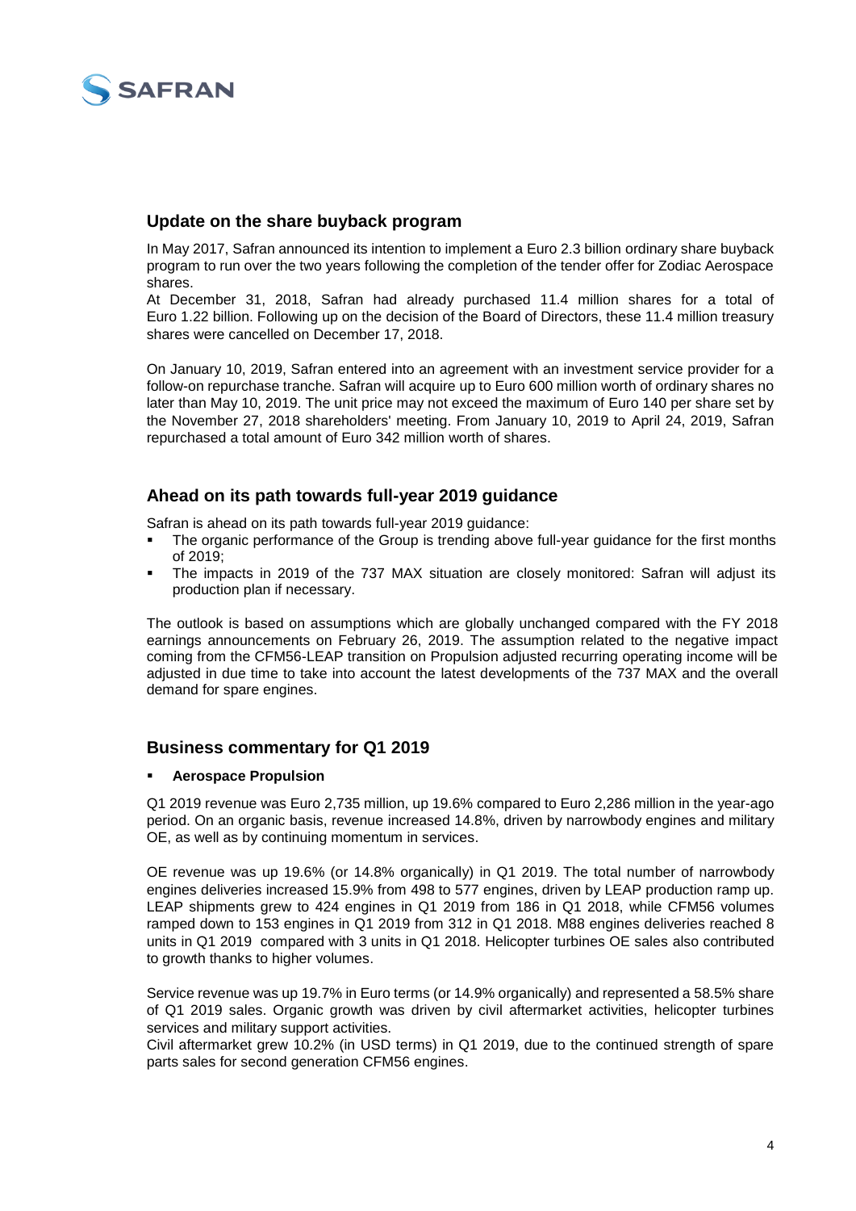## Update on the share buyback program

In May 2017, Safran announced its intention to implement a Euro 2.3 billion ordinary share buyback program to run over the two years following the completion of the tender offer for Zodiac Aerospace shares.

At December 31, 2018, Safran had already purchased 11.4 million shares for a total of Euro 1.22 billion. Following up on the decision of the Board of Directors, these 11.4 million treasury shares were cancelled on December 17, 2018.

On January 10, 2019, Safran entered into an agreement with an investment service provider for a follow-on repurchase tranche. Safran will acquire up to Euro 600 million worth of ordinary shares no later than May 10, 2019. The unit price may not exceed the maximum of Euro 140 per share set by the November 27, 2018 shareholders' meeting. From January 10, 2019 to April 24, 2019, Safran repurchased a total amount of Euro 342 million worth of shares.

## Ahead on its path towards full-year 2019 guidance

Safran is ahead on its path towards full-year 2019 guidance:

- The organic performance of the Group is trending above full-year guidance for the first months of 2019;
- The impacts in 2019 of the 737 MAX situation are closely monitored: Safran will adjust its production plan if necessary.

The outlook is based on assumptions which are globally unchanged compared with the FY 2018 earnings announcements on February 26, 2019. The assumption related to the negative impact coming from the CFM56-LEAP transition on Propulsion adjusted recurring operating income will be adjusted in due time to take into account the latest developments of the 737 MAX and the overall demand for spare engines.

## Business commentary for Q1 2019

- **Aerospace Propulsion**

Q1 2019 revenue was Euro 2,735 million, up 19.6% compared to Euro 2,286 million in the year-ago period. On an organic basis, revenue increased 14.8%, driven by narrowbody engines and military OE, as well as by continuing momentum in services.

OE revenue was up 19.6% (or 14.8% organically) in Q1 2019. The total number of narrowbody engines deliveries increased 15.9% from 498 to 577 engines, driven by LEAP production ramp up. LEAP shipments grew to 424 engines in Q1 2019 from 186 in Q1 2018, while CFM56 volumes ramped down to 153 engines in Q1 2019 from 312 in Q1 2018. M88 engines deliveries reached 8 units in Q1 2019 compared with 3 units in Q1 2018. Helicopter turbines OE sales also contributed to growth thanks to higher volumes.

Service revenue was up 19.7% in Euro terms (or 14.9% organically) and represented a 58.5% share of Q1 2019 sales. Organic growth was driven by civil aftermarket activities, helicopter turbines services and military support activities.

Civil aftermarket grew 10.2% (in USD terms) in Q1 2019, due to the continued strength of spare parts sales for second generation CFM56 engines.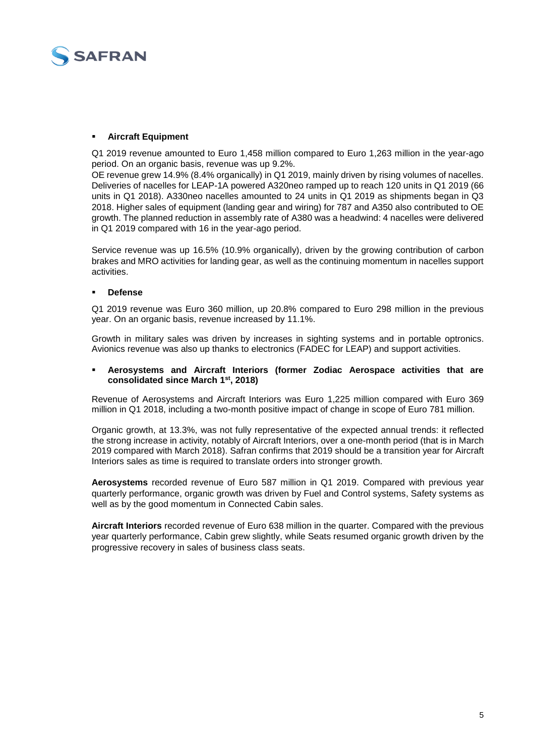- **Aircraft Equipment**

Q1 2019 revenue amounted to Euro 1,458 million compared to Euro 1,263 million in the year-ago period. On an organic basis, revenue was up 9.2%.
OE revenue grew 14.9% (8.4% organically) in Q1 2019, mainly driven by rising volumes of nacelles. Deliveries of nacelles for LEAP-1A powered A320neo ramped up to reach 120 units in Q1 2019 (66 units in Q1 2018). A330neo nacelles amounted to 24 units in Q1 2019 as shipments began in Q3 2018. Higher sales of equipment (landing gear and wiring) for 787 and A350 also contributed to OE growth. The planned reduction in assembly rate of A380 was a headwind: 4 nacelles were delivered in Q1 2019 compared with 16 in the year-ago period.

Service revenue was up 16.5% (10.9% organically), driven by the growing contribution of carbon brakes and MRO activities for landing gear, as well as the continuing momentum in nacelles support activities.

- **Defense**

Q1 2019 revenue was Euro 360 million, up 20.8% compared to Euro 298 million in the previous year. On an organic basis, revenue increased by 11.1%.

Growth in military sales was driven by increases in sighting systems and in portable optronics. Avionics revenue was also up thanks to electronics (FADEC for LEAP) and support activities.

- **Aerosystems and Aircraft Interiors (former Zodiac Aerospace activities that are consolidated since March 1st, 2018)**

Revenue of Aerosystems and Aircraft Interiors was Euro 1,225 million compared with Euro 369 million in Q1 2018, including a two-month positive impact of change in scope of Euro 781 million.

Organic growth, at 13.3%, was not fully representative of the expected annual trends: it reflected the strong increase in activity, notably of Aircraft Interiors, over a one-month period (that is in March 2019 compared with March 2018). Safran confirms that 2019 should be a transition year for Aircraft Interiors sales as time is required to translate orders into stronger growth.

**Aerosystems** recorded revenue of Euro 587 million in Q1 2019. Compared with previous year quarterly performance, organic growth was driven by Fuel and Control systems, Safety systems as well as by the good momentum in Connected Cabin sales.

**Aircraft Interiors** recorded revenue of Euro 638 million in the quarter. Compared with the previous year quarterly performance, Cabin grew slightly, while Seats resumed organic growth driven by the progressive recovery in sales of business class seats.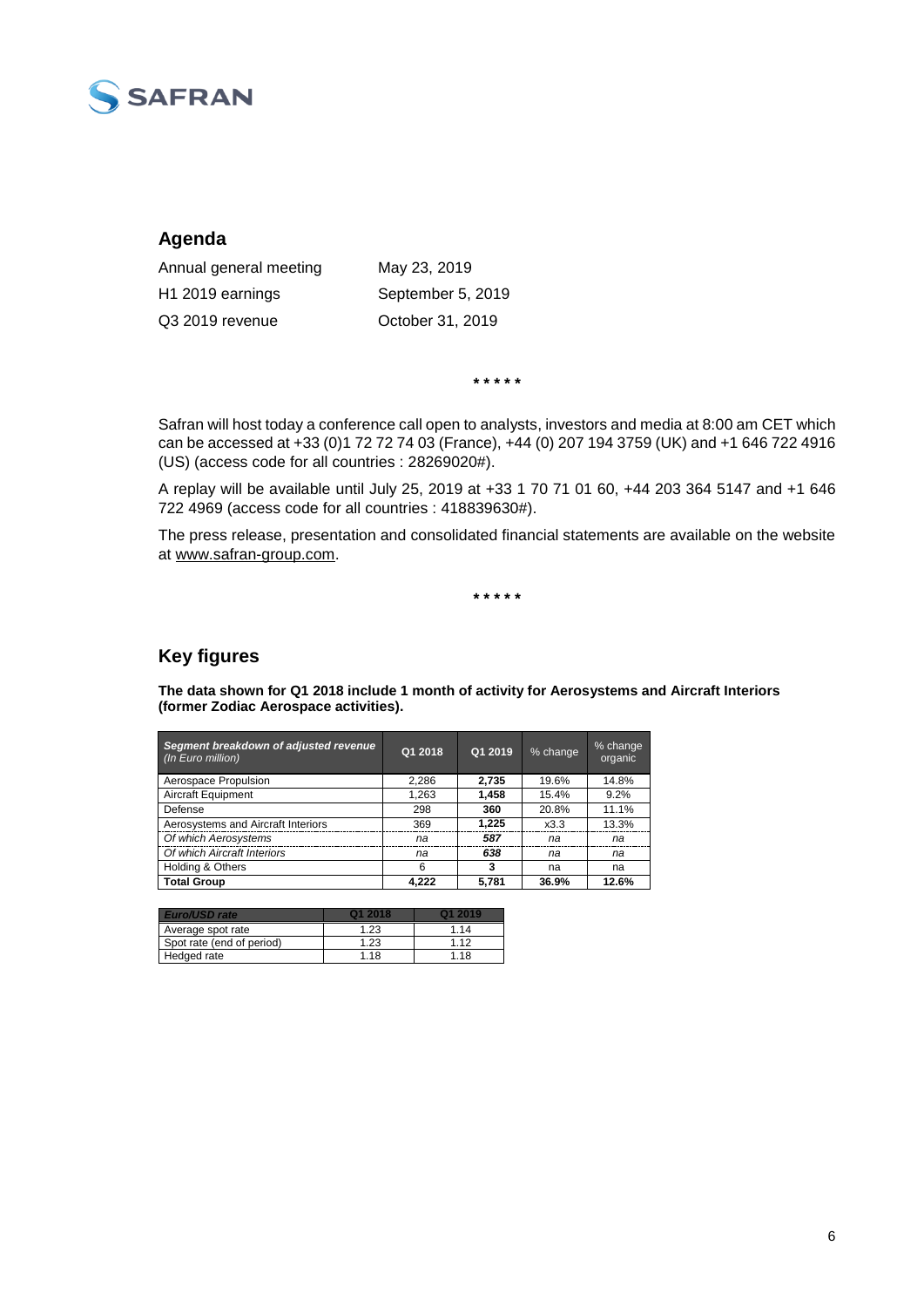## Agenda

| | |
|---|---|
| Annual general meeting | May 23, 2019 |
| H1 2019 earnings | September 5, 2019 |
| Q3 2019 revenue | October 31, 2019 |

\* \* \* \* \*

Safran will host today a conference call open to analysts, investors and media at 8:00 am CET which can be accessed at +33 (0)1 72 72 74 03 (France), +44 (0) 207 194 3759 (UK) and +1 646 722 4916 (US) (access code for all countries : 28269020#).

A replay will be available until July 25, 2019 at +33 1 70 71 01 60, +44 203 364 5147 and +1 646 722 4969 (access code for all countries : 418839630#).

The press release, presentation and consolidated financial statements are available on the website at www.safran-group.com.

\* \* \* \* \*

## Key figures

**The data shown for Q1 2018 include 1 month of activity for Aerosystems and Aircraft Interiors (former Zodiac Aerospace activities).**

| *Segment breakdown of adjusted revenue (In Euro million)* | Q1 2018 | Q1 2019 | % change | % change organic |
|---|---|---|---|---|
| Aerospace Propulsion | 2,286 | **2,735** | 19.6% | 14.8% |
| Aircraft Equipment | 1,263 | **1,458** | 15.4% | 9.2% |
| Defense | 298 | **360** | 20.8% | 11.1% |
| Aerosystems and Aircraft Interiors | 369 | **1,225** | x3.3 | 13.3% |
| *Of which Aerosystems* | *na* | ***587*** | *na* | *na* |
| *Of which Aircraft Interiors* | *na* | ***638*** | *na* | *na* |
| Holding & Others | 6 | **3** | na | na |
| **Total Group** | **4,222** | **5,781** | **36.9%** | **12.6%** |

| *Euro/USD rate* | Q1 2018 | Q1 2019 |
|---|---|---|
| Average spot rate | 1.23 | 1.14 |
| Spot rate (end of period) | 1.23 | 1.12 |
| Hedged rate | 1.18 | 1.18 |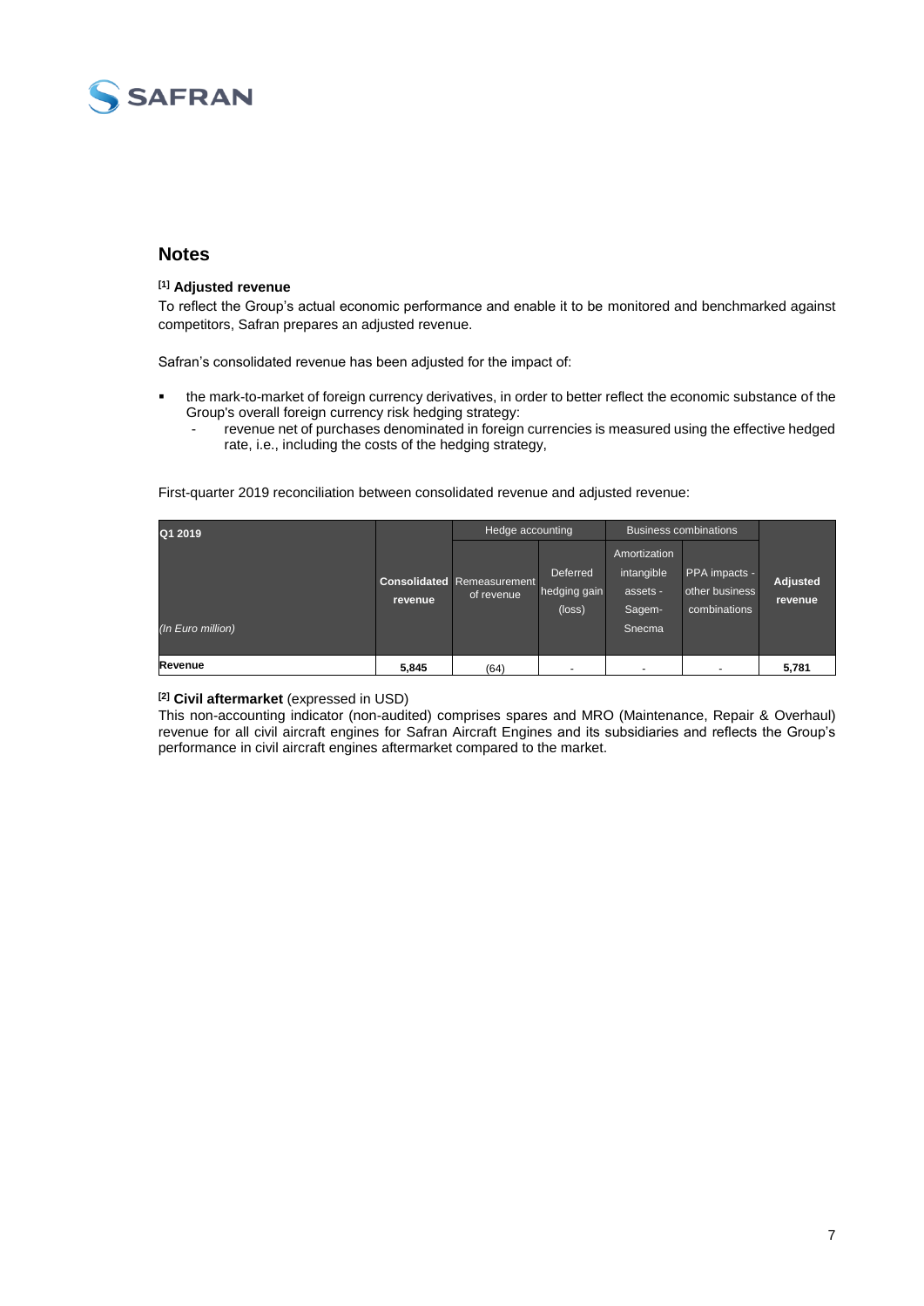## Notes

**[1] Adjusted revenue**

To reflect the Group's actual economic performance and enable it to be monitored and benchmarked against competitors, Safran prepares an adjusted revenue.

Safran's consolidated revenue has been adjusted for the impact of:

- the mark-to-market of foreign currency derivatives, in order to better reflect the economic substance of the Group's overall foreign currency risk hedging strategy:
  - revenue net of purchases denominated in foreign currencies is measured using the effective hedged rate, i.e., including the costs of the hedging strategy,

First-quarter 2019 reconciliation between consolidated revenue and adjusted revenue:

| Q1 2019 | | Hedge accounting | | Business combinations | | |
|---|---|---|---|---|---|---|
| *(In Euro million)* | **Consolidated revenue** | Remeasurement of revenue | Deferred hedging gain (loss) | Amortization intangible assets - Sagem-Snecma | PPA impacts - other business combinations | **Adjusted revenue** |
| **Revenue** | **5,845** | (64) | - | - | - | **5,781** |

**[2] Civil aftermarket** (expressed in USD)

This non-accounting indicator (non-audited) comprises spares and MRO (Maintenance, Repair & Overhaul) revenue for all civil aircraft engines for Safran Aircraft Engines and its subsidiaries and reflects the Group's performance in civil aircraft engines aftermarket compared to the market.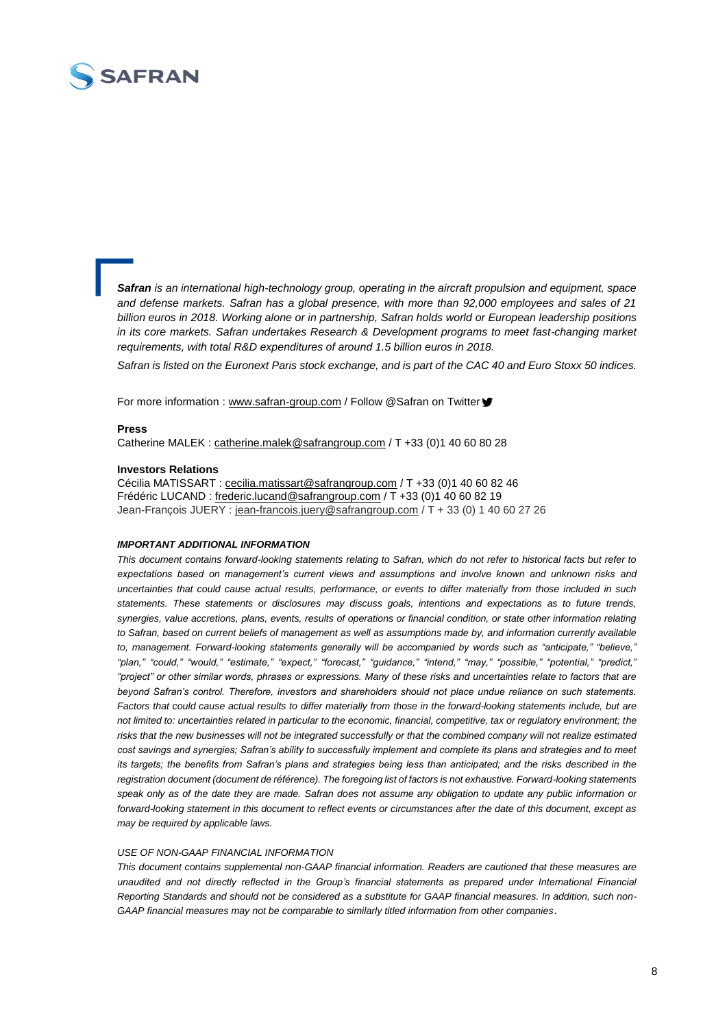***Safran*** *is an international high-technology group, operating in the aircraft propulsion and equipment, space and defense markets. Safran has a global presence, with more than 92,000 employees and sales of 21 billion euros in 2018. Working alone or in partnership, Safran holds world or European leadership positions in its core markets. Safran undertakes Research & Development programs to meet fast-changing market requirements, with total R&D expenditures of around 1.5 billion euros in 2018.*

*Safran is listed on the Euronext Paris stock exchange, and is part of the CAC 40 and Euro Stoxx 50 indices.*

For more information : www.safran-group.com / Follow @Safran on Twitter

**Press**

Catherine MALEK : catherine.malek@safrangroup.com / T +33 (0)1 40 60 80 28

**Investors Relations**

Cécilia MATISSART : cecilia.matissart@safrangroup.com / T +33 (0)1 40 60 82 46
Frédéric LUCAND : frederic.lucand@safrangroup.com / T +33 (0)1 40 60 82 19
Jean-François JUERY : jean-francois.juery@safrangroup.com / T + 33 (0) 1 40 60 27 26

***IMPORTANT ADDITIONAL INFORMATION***

*This document contains forward-looking statements relating to Safran, which do not refer to historical facts but refer to expectations based on management's current views and assumptions and involve known and unknown risks and uncertainties that could cause actual results, performance, or events to differ materially from those included in such statements. These statements or disclosures may discuss goals, intentions and expectations as to future trends, synergies, value accretions, plans, events, results of operations or financial condition, or state other information relating to Safran, based on current beliefs of management as well as assumptions made by, and information currently available to, management. Forward-looking statements generally will be accompanied by words such as "anticipate," "believe," "plan," "could," "would," "estimate," "expect," "forecast," "guidance," "intend," "may," "possible," "potential," "predict," "project" or other similar words, phrases or expressions. Many of these risks and uncertainties relate to factors that are beyond Safran's control. Therefore, investors and shareholders should not place undue reliance on such statements. Factors that could cause actual results to differ materially from those in the forward-looking statements include, but are not limited to: uncertainties related in particular to the economic, financial, competitive, tax or regulatory environment; the risks that the new businesses will not be integrated successfully or that the combined company will not realize estimated cost savings and synergies; Safran's ability to successfully implement and complete its plans and strategies and to meet its targets; the benefits from Safran's plans and strategies being less than anticipated; and the risks described in the registration document (document de référence). The foregoing list of factors is not exhaustive. Forward-looking statements speak only as of the date they are made. Safran does not assume any obligation to update any public information or forward-looking statement in this document to reflect events or circumstances after the date of this document, except as may be required by applicable laws.*

*USE OF NON-GAAP FINANCIAL INFORMATION*

*This document contains supplemental non-GAAP financial information. Readers are cautioned that these measures are unaudited and not directly reflected in the Group's financial statements as prepared under International Financial Reporting Standards and should not be considered as a substitute for GAAP financial measures. In addition, such non-GAAP financial measures may not be comparable to similarly titled information from other companies*.